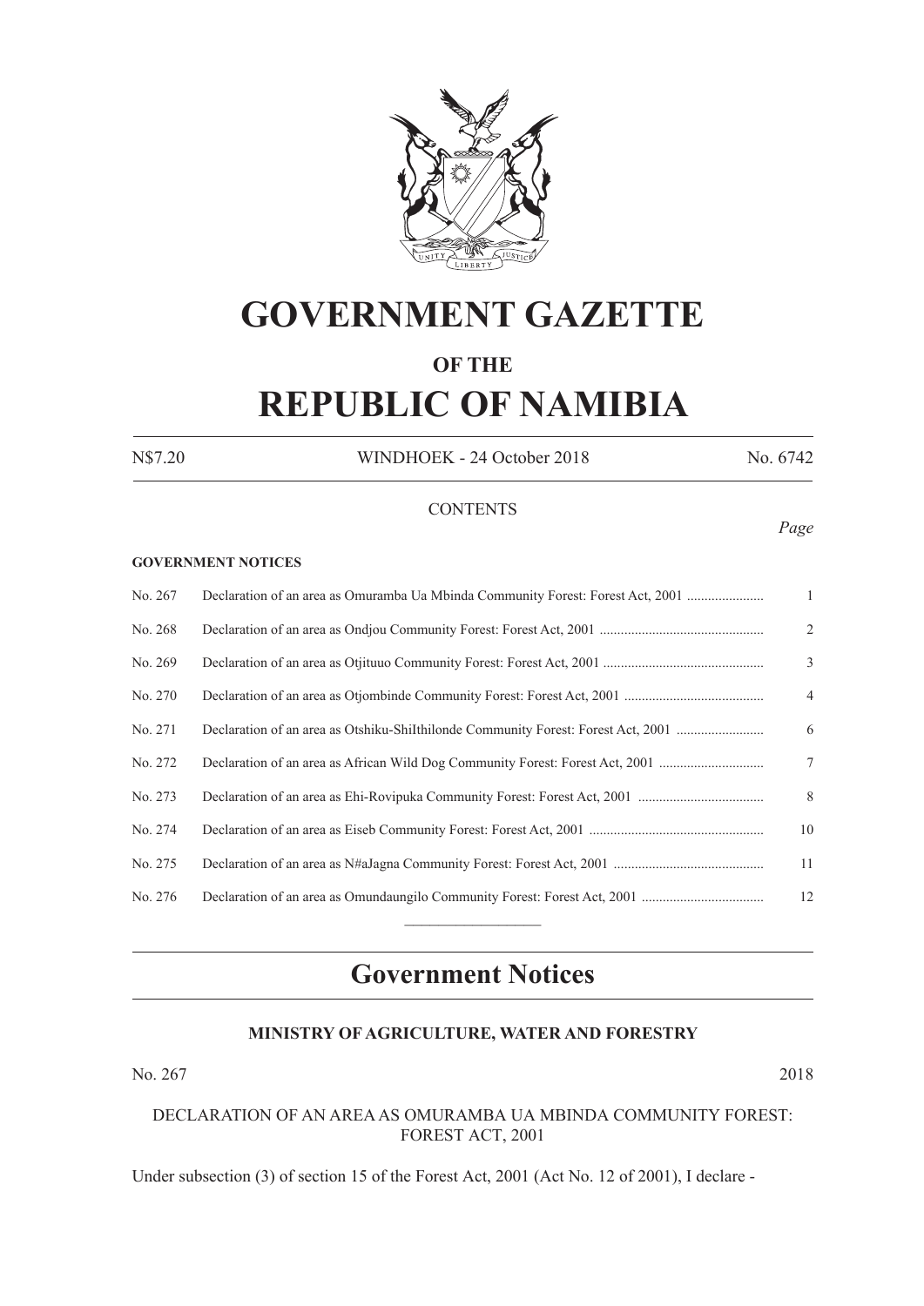# GOVERNMENT GAZETTE

## OF THE

# REPUBLIC OF NAMIBIA

N$7.20 WINDHOEK - 24 October 2018 No. 6742

CONTENTS

*Page*

**GOVERNMENT NOTICES**

| | | |
|---|---|---|
| No. 267 | Declaration of an area as Omuramba Ua Mbinda Community Forest: Forest Act, 2001 | 1 |
| No. 268 | Declaration of an area as Ondjou Community Forest: Forest Act, 2001 | 2 |
| No. 269 | Declaration of an area as Otjituuo Community Forest: Forest Act, 2001 | 3 |
| No. 270 | Declaration of an area as Otjombinde Community Forest: Forest Act, 2001 | 4 |
| No. 271 | Declaration of an area as Otshiku-ShiIthilonde Community Forest: Forest Act, 2001 | 6 |
| No. 272 | Declaration of an area as African Wild Dog Community Forest: Forest Act, 2001 | 7 |
| No. 273 | Declaration of an area as Ehi-Rovipuka Community Forest: Forest Act, 2001 | 8 |
| No. 274 | Declaration of an area as Eiseb Community Forest: Forest Act, 2001 | 10 |
| No. 275 | Declaration of an area as N#aJagna Community Forest: Forest Act, 2001 | 11 |
| No. 276 | Declaration of an area as Omundaungilo Community Forest: Forest Act, 2001 | 12 |

## Government Notices

### MINISTRY OF AGRICULTURE, WATER AND FORESTRY

No. 267 2018

DECLARATION OF AN AREA AS OMURAMBA UA MBINDA COMMUNITY FOREST: FOREST ACT, 2001

Under subsection (3) of section 15 of the Forest Act, 2001 (Act No. 12 of 2001), I declare -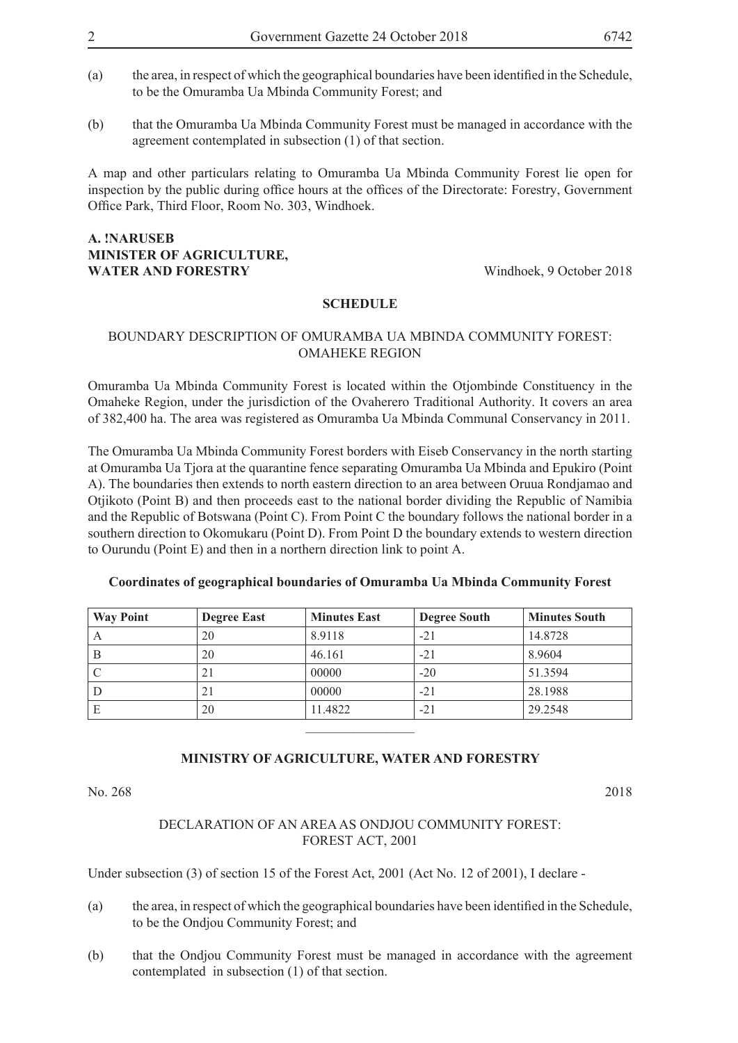(a) the area, in respect of which the geographical boundaries have been identified in the Schedule, to be the Omuramba Ua Mbinda Community Forest; and

(b) that the Omuramba Ua Mbinda Community Forest must be managed in accordance with the agreement contemplated in subsection (1) of that section.

A map and other particulars relating to Omuramba Ua Mbinda Community Forest lie open for inspection by the public during office hours at the offices of the Directorate: Forestry, Government Office Park, Third Floor, Room No. 303, Windhoek.

**A. !NARUSEB**
**MINISTER OF AGRICULTURE,**
**WATER AND FORESTRY** Windhoek, 9 October 2018

**SCHEDULE**

BOUNDARY DESCRIPTION OF OMURAMBA UA MBINDA COMMUNITY FOREST: OMAHEKE REGION

Omuramba Ua Mbinda Community Forest is located within the Otjombinde Constituency in the Omaheke Region, under the jurisdiction of the Ovaherero Traditional Authority. It covers an area of 382,400 ha. The area was registered as Omuramba Ua Mbinda Communal Conservancy in 2011.

The Omuramba Ua Mbinda Community Forest borders with Eiseb Conservancy in the north starting at Omuramba Ua Tjora at the quarantine fence separating Omuramba Ua Mbinda and Epukiro (Point A). The boundaries then extends to north eastern direction to an area between Oruua Rondjamao and Otjikoto (Point B) and then proceeds east to the national border dividing the Republic of Namibia and the Republic of Botswana (Point C). From Point C the boundary follows the national border in a southern direction to Okomukaru (Point D). From Point D the boundary extends to western direction to Ourundu (Point E) and then in a northern direction link to point A.

**Coordinates of geographical boundaries of Omuramba Ua Mbinda Community Forest**

| Way Point | Degree East | Minutes East | Degree South | Minutes South |
|---|---|---|---|---|
| A | 20 | 8.9118 | -21 | 14.8728 |
| B | 20 | 46.161 | -21 | 8.9604 |
| C | 21 | 00000 | -20 | 51.3594 |
| D | 21 | 00000 | -21 | 28.1988 |
| E | 20 | 11.4822 | -21 | 29.2548 |

---

**MINISTRY OF AGRICULTURE, WATER AND FORESTRY**

No. 268 2018

DECLARATION OF AN AREA AS ONDJOU COMMUNITY FOREST: FOREST ACT, 2001

Under subsection (3) of section 15 of the Forest Act, 2001 (Act No. 12 of 2001), I declare -

(a) the area, in respect of which the geographical boundaries have been identified in the Schedule, to be the Ondjou Community Forest; and

(b) that the Ondjou Community Forest must be managed in accordance with the agreement contemplated in subsection (1) of that section.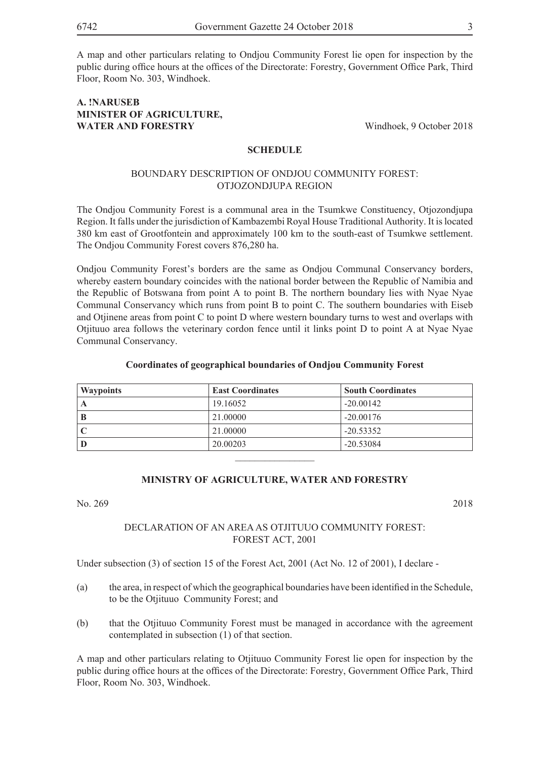A map and other particulars relating to Ondjou Community Forest lie open for inspection by the public during office hours at the offices of the Directorate: Forestry, Government Office Park, Third Floor, Room No. 303, Windhoek.

**A. !NARUSEB**
**MINISTER OF AGRICULTURE,**
**WATER AND FORESTRY**

Windhoek, 9 October 2018

**SCHEDULE**

BOUNDARY DESCRIPTION OF ONDJOU COMMUNITY FOREST: OTJOZONDJUPA REGION

The Ondjou Community Forest is a communal area in the Tsumkwe Constituency, Otjozondjupa Region. It falls under the jurisdiction of Kambazembi Royal House Traditional Authority. It is located 380 km east of Grootfontein and approximately 100 km to the south-east of Tsumkwe settlement. The Ondjou Community Forest covers 876,280 ha.

Ondjou Community Forest's borders are the same as Ondjou Communal Conservancy borders, whereby eastern boundary coincides with the national border between the Republic of Namibia and the Republic of Botswana from point A to point B. The northern boundary lies with Nyae Nyae Communal Conservancy which runs from point B to point C. The southern boundaries with Eiseb and Otjinene areas from point C to point D where western boundary turns to west and overlaps with Otjituuo area follows the veterinary cordon fence until it links point D to point A at Nyae Nyae Communal Conservancy.

**Coordinates of geographical boundaries of Ondjou Community Forest**

| Waypoints | East Coordinates | South Coordinates |
|---|---|---|
| **A** | 19.16052 | -20.00142 |
| **B** | 21.00000 | -20.00176 |
| **C** | 21.00000 | -20.53352 |
| **D** | 20.00203 | -20.53084 |

---

**MINISTRY OF AGRICULTURE, WATER AND FORESTRY**

No. 269 2018

DECLARATION OF AN AREA AS OTJITUUO COMMUNITY FOREST: FOREST ACT, 2001

Under subsection (3) of section 15 of the Forest Act, 2001 (Act No. 12 of 2001), I declare -

(a) the area, in respect of which the geographical boundaries have been identified in the Schedule, to be the Otjituuo Community Forest; and

(b) that the Otjituuo Community Forest must be managed in accordance with the agreement contemplated in subsection (1) of that section.

A map and other particulars relating to Otjituuo Community Forest lie open for inspection by the public during office hours at the offices of the Directorate: Forestry, Government Office Park, Third Floor, Room No. 303, Windhoek.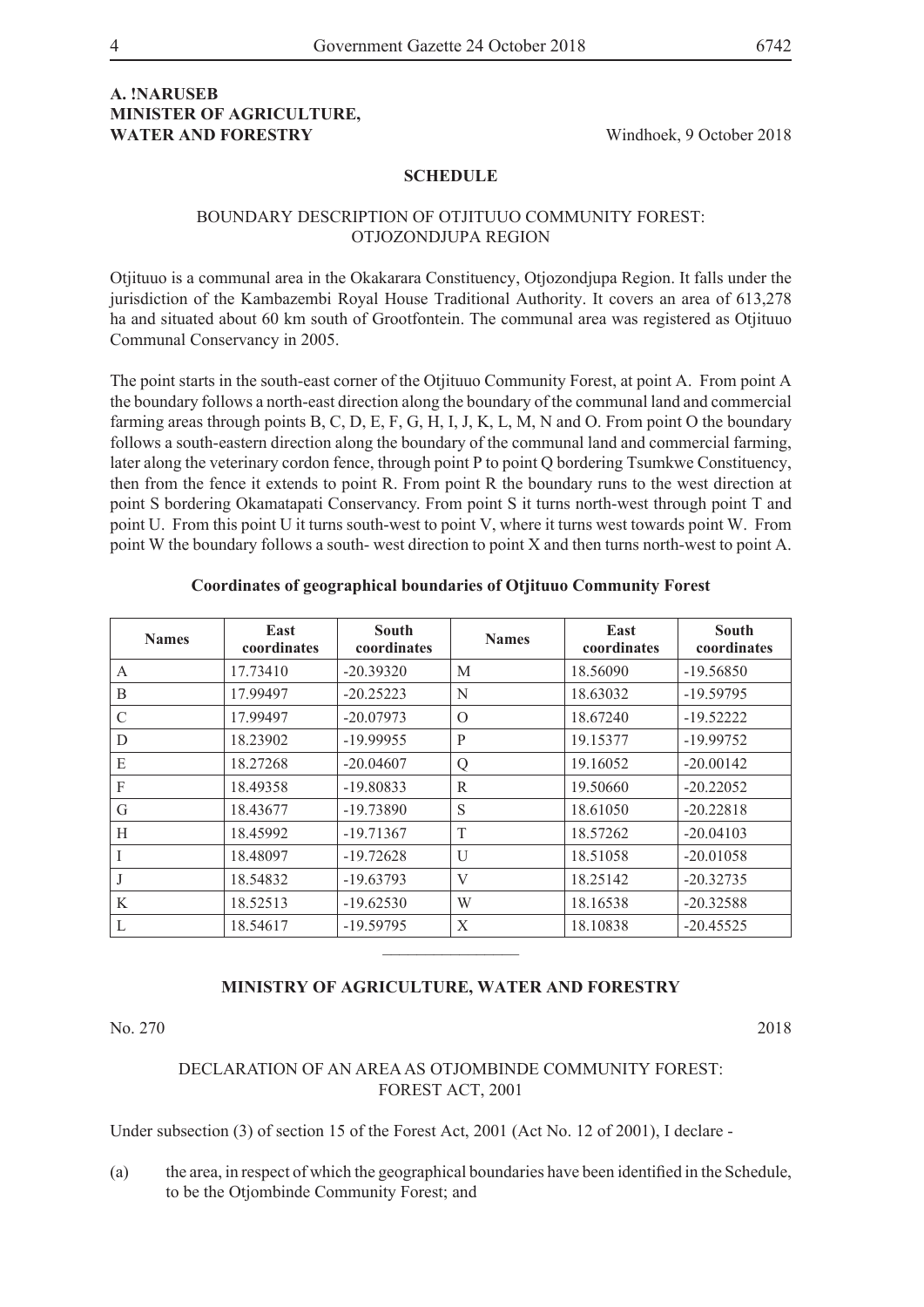**A. !NARUSEB**
**MINISTER OF AGRICULTURE,**
**WATER AND FORESTRY**

Windhoek, 9 October 2018

## SCHEDULE

### BOUNDARY DESCRIPTION OF OTJITUUO COMMUNITY FOREST: OTJOZONDJUPA REGION

Otjituuo is a communal area in the Okakarara Constituency, Otjozondjupa Region. It falls under the jurisdiction of the Kambazembi Royal House Traditional Authority. It covers an area of 613,278 ha and situated about 60 km south of Grootfontein. The communal area was registered as Otjituuo Communal Conservancy in 2005.

The point starts in the south-east corner of the Otjituuo Community Forest, at point A. From point A the boundary follows a north-east direction along the boundary of the communal land and commercial farming areas through points B, C, D, E, F, G, H, I, J, K, L, M, N and O. From point O the boundary follows a south-eastern direction along the boundary of the communal land and commercial farming, later along the veterinary cordon fence, through point P to point Q bordering Tsumkwe Constituency, then from the fence it extends to point R. From point R the boundary runs to the west direction at point S bordering Okamatapati Conservancy. From point S it turns north-west through point T and point U. From this point U it turns south-west to point V, where it turns west towards point W. From point W the boundary follows a south- west direction to point X and then turns north-west to point A.

**Coordinates of geographical boundaries of Otjituuo Community Forest**

| Names | East coordinates | South coordinates | Names | East coordinates | South coordinates |
|---|---|---|---|---|---|
| A | 17.73410 | -20.39320 | M | 18.56090 | -19.56850 |
| B | 17.99497 | -20.25223 | N | 18.63032 | -19.59795 |
| C | 17.99497 | -20.07973 | O | 18.67240 | -19.52222 |
| D | 18.23902 | -19.99955 | P | 19.15377 | -19.99752 |
| E | 18.27268 | -20.04607 | Q | 19.16052 | -20.00142 |
| F | 18.49358 | -19.80833 | R | 19.50660 | -20.22052 |
| G | 18.43677 | -19.73890 | S | 18.61050 | -20.22818 |
| H | 18.45992 | -19.71367 | T | 18.57262 | -20.04103 |
| I | 18.48097 | -19.72628 | U | 18.51058 | -20.01058 |
| J | 18.54832 | -19.63793 | V | 18.25142 | -20.32735 |
| K | 18.52513 | -19.62530 | W | 18.16538 | -20.32588 |
| L | 18.54617 | -19.59795 | X | 18.10838 | -20.45525 |

---

## MINISTRY OF AGRICULTURE, WATER AND FORESTRY

No. 270 2018

### DECLARATION OF AN AREA AS OTJOMBINDE COMMUNITY FOREST: FOREST ACT, 2001

Under subsection (3) of section 15 of the Forest Act, 2001 (Act No. 12 of 2001), I declare -

(a) the area, in respect of which the geographical boundaries have been identified in the Schedule, to be the Otjombinde Community Forest; and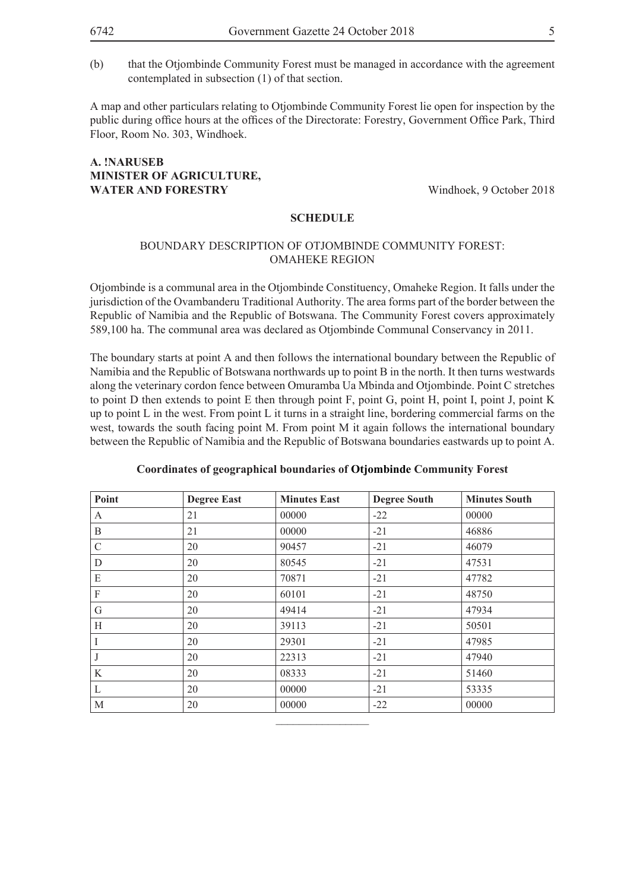(b) that the Otjombinde Community Forest must be managed in accordance with the agreement contemplated in subsection (1) of that section.

A map and other particulars relating to Otjombinde Community Forest lie open for inspection by the public during office hours at the offices of the Directorate: Forestry, Government Office Park, Third Floor, Room No. 303, Windhoek.

**A. !NARUSEB**
**MINISTER OF AGRICULTURE,**
**WATER AND FORESTRY** Windhoek, 9 October 2018

**SCHEDULE**

BOUNDARY DESCRIPTION OF OTJOMBINDE COMMUNITY FOREST: OMAHEKE REGION

Otjombinde is a communal area in the Otjombinde Constituency, Omaheke Region. It falls under the jurisdiction of the Ovambanderu Traditional Authority. The area forms part of the border between the Republic of Namibia and the Republic of Botswana. The Community Forest covers approximately 589,100 ha. The communal area was declared as Otjombinde Communal Conservancy in 2011.

The boundary starts at point A and then follows the international boundary between the Republic of Namibia and the Republic of Botswana northwards up to point B in the north. It then turns westwards along the veterinary cordon fence between Omuramba Ua Mbinda and Otjombinde. Point C stretches to point D then extends to point E then through point F, point G, point H, point I, point J, point K up to point L in the west. From point L it turns in a straight line, bordering commercial farms on the west, towards the south facing point M. From point M it again follows the international boundary between the Republic of Namibia and the Republic of Botswana boundaries eastwards up to point A.

**Coordinates of geographical boundaries of Otjombinde Community Forest**

| Point | Degree East | Minutes East | Degree South | Minutes South |
|---|---|---|---|---|
| A | 21 | 00000 | -22 | 00000 |
| B | 21 | 00000 | -21 | 46886 |
| C | 20 | 90457 | -21 | 46079 |
| D | 20 | 80545 | -21 | 47531 |
| E | 20 | 70871 | -21 | 47782 |
| F | 20 | 60101 | -21 | 48750 |
| G | 20 | 49414 | -21 | 47934 |
| H | 20 | 39113 | -21 | 50501 |
| I | 20 | 29301 | -21 | 47985 |
| J | 20 | 22313 | -21 | 47940 |
| K | 20 | 08333 | -21 | 51460 |
| L | 20 | 00000 | -21 | 53335 |
| M | 20 | 00000 | -22 | 00000 |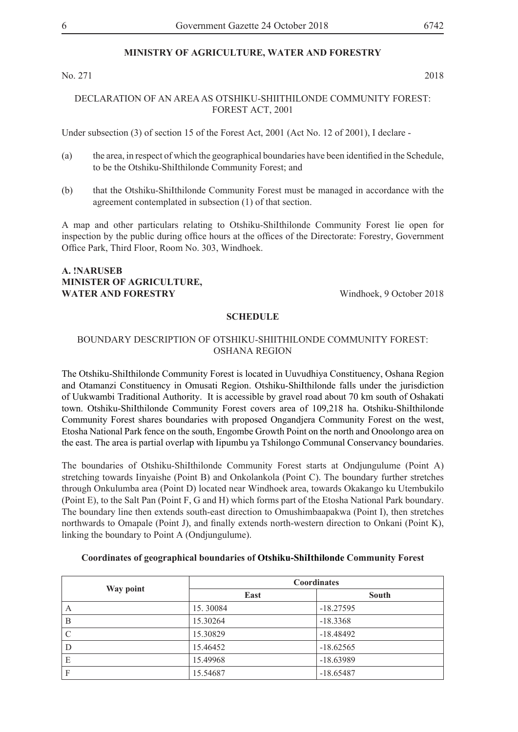## MINISTRY OF AGRICULTURE, WATER AND FORESTRY

No. 271 2018

DECLARATION OF AN AREA AS OTSHIKU-SHIITHILONDE COMMUNITY FOREST: FOREST ACT, 2001

Under subsection (3) of section 15 of the Forest Act, 2001 (Act No. 12 of 2001), I declare -

(a) the area, in respect of which the geographical boundaries have been identified in the Schedule, to be the Otshiku-ShiIthilonde Community Forest; and

(b) that the Otshiku-ShiIthilonde Community Forest must be managed in accordance with the agreement contemplated in subsection (1) of that section.

A map and other particulars relating to Otshiku-ShiIthilonde Community Forest lie open for inspection by the public during office hours at the offices of the Directorate: Forestry, Government Office Park, Third Floor, Room No. 303, Windhoek.

**A. !NARUSEB**
**MINISTER OF AGRICULTURE,**
**WATER AND FORESTRY** Windhoek, 9 October 2018

### SCHEDULE

BOUNDARY DESCRIPTION OF OTSHIKU-SHIITHILONDE COMMUNITY FOREST: OSHANA REGION

The Otshiku-ShiIthilonde Community Forest is located in Uuvudhiya Constituency, Oshana Region and Otamanzi Constituency in Omusati Region. Otshiku-ShiIthilonde falls under the jurisdiction of Uukwambi Traditional Authority. It is accessible by gravel road about 70 km south of Oshakati town. Otshiku-ShiIthilonde Community Forest covers area of 109,218 ha. Otshiku-ShiIthilonde Community Forest shares boundaries with proposed Ongandjera Community Forest on the west, Etosha National Park fence on the south, Engombe Growth Point on the north and Onoolongo area on the east. The area is partial overlap with Iipumbu ya Tshilongo Communal Conservancy boundaries.

The boundaries of Otshiku-ShiIthilonde Community Forest starts at Ondjungulume (Point A) stretching towards Iinyaishe (Point B) and Onkolankola (Point C). The boundary further stretches through Onkulumba area (Point D) located near Windhoek area, towards Okakango ku Utembukilo (Point E), to the Salt Pan (Point F, G and H) which forms part of the Etosha National Park boundary. The boundary line then extends south-east direction to Omushimbaapakwa (Point I), then stretches northwards to Omapale (Point J), and finally extends north-western direction to Onkani (Point K), linking the boundary to Point A (Ondjungulume).

**Coordinates of geographical boundaries of Otshiku-ShiIthilonde Community Forest**

| Way point | Coordinates | |
|---|---|---|
| | East | South |
| A | 15. 30084 | -18.27595 |
| B | 15.30264 | -18.3368 |
| C | 15.30829 | -18.48492 |
| D | 15.46452 | -18.62565 |
| E | 15.49968 | -18.63989 |
| F | 15.54687 | -18.65487 |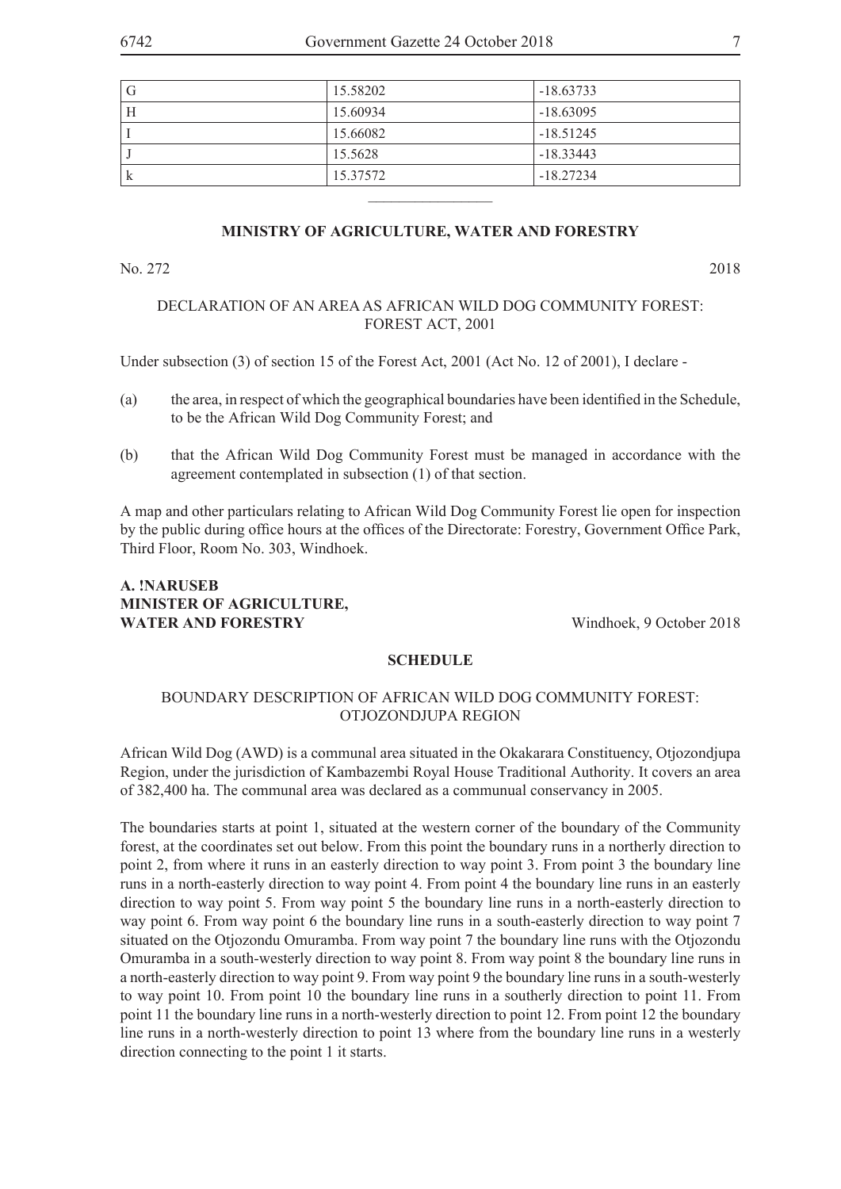| G | 15.58202 | -18.63733 |
|---|---|---|
| H | 15.60934 | -18.63095 |
| I | 15.66082 | -18.51245 |
| J | 15.5628 | -18.33443 |
| k | 15.37572 | -18.27234 |

---

**MINISTRY OF AGRICULTURE, WATER AND FORESTRY**

No. 272 2018

DECLARATION OF AN AREA AS AFRICAN WILD DOG COMMUNITY FOREST: FOREST ACT, 2001

Under subsection (3) of section 15 of the Forest Act, 2001 (Act No. 12 of 2001), I declare -

(a) the area, in respect of which the geographical boundaries have been identified in the Schedule, to be the African Wild Dog Community Forest; and

(b) that the African Wild Dog Community Forest must be managed in accordance with the agreement contemplated in subsection (1) of that section.

A map and other particulars relating to African Wild Dog Community Forest lie open for inspection by the public during office hours at the offices of the Directorate: Forestry, Government Office Park, Third Floor, Room No. 303, Windhoek.

**A. !NARUSEB**
**MINISTER OF AGRICULTURE,**
**WATER AND FORESTRY** Windhoek, 9 October 2018

**SCHEDULE**

BOUNDARY DESCRIPTION OF AFRICAN WILD DOG COMMUNITY FOREST: OTJOZONDJUPA REGION

African Wild Dog (AWD) is a communal area situated in the Okakarara Constituency, Otjozondjupa Region, under the jurisdiction of Kambazembi Royal House Traditional Authority. It covers an area of 382,400 ha. The communal area was declared as a communual conservancy in 2005.

The boundaries starts at point 1, situated at the western corner of the boundary of the Community forest, at the coordinates set out below. From this point the boundary runs in a northerly direction to point 2, from where it runs in an easterly direction to way point 3. From point 3 the boundary line runs in a north-easterly direction to way point 4. From point 4 the boundary line runs in an easterly direction to way point 5. From way point 5 the boundary line runs in a north-easterly direction to way point 6. From way point 6 the boundary line runs in a south-easterly direction to way point 7 situated on the Otjozondu Omuramba. From way point 7 the boundary line runs with the Otjozondu Omuramba in a south-westerly direction to way point 8. From way point 8 the boundary line runs in a north-easterly direction to way point 9. From way point 9 the boundary line runs in a south-westerly to way point 10. From point 10 the boundary line runs in a southerly direction to point 11. From point 11 the boundary line runs in a north-westerly direction to point 12. From point 12 the boundary line runs in a north-westerly direction to point 13 where from the boundary line runs in a westerly direction connecting to the point 1 it starts.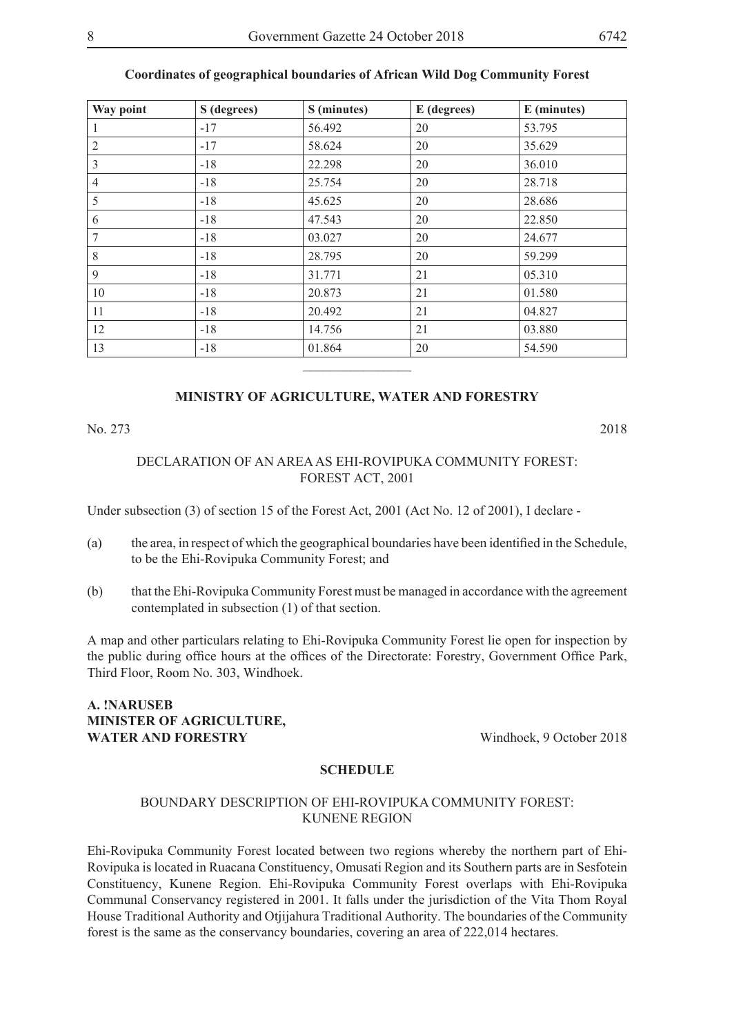**Coordinates of geographical boundaries of African Wild Dog Community Forest**

| Way point | S (degrees) | S (minutes) | E (degrees) | E (minutes) |
|---|---|---|---|---|
| 1 | -17 | 56.492 | 20 | 53.795 |
| 2 | -17 | 58.624 | 20 | 35.629 |
| 3 | -18 | 22.298 | 20 | 36.010 |
| 4 | -18 | 25.754 | 20 | 28.718 |
| 5 | -18 | 45.625 | 20 | 28.686 |
| 6 | -18 | 47.543 | 20 | 22.850 |
| 7 | -18 | 03.027 | 20 | 24.677 |
| 8 | -18 | 28.795 | 20 | 59.299 |
| 9 | -18 | 31.771 | 21 | 05.310 |
| 10 | -18 | 20.873 | 21 | 01.580 |
| 11 | -18 | 20.492 | 21 | 04.827 |
| 12 | -18 | 14.756 | 21 | 03.880 |
| 13 | -18 | 01.864 | 20 | 54.590 |

---

**MINISTRY OF AGRICULTURE, WATER AND FORESTRY**

No. 273 2018

DECLARATION OF AN AREA AS EHI-ROVIPUKA COMMUNITY FOREST: FOREST ACT, 2001

Under subsection (3) of section 15 of the Forest Act, 2001 (Act No. 12 of 2001), I declare -

(a) the area, in respect of which the geographical boundaries have been identified in the Schedule, to be the Ehi-Rovipuka Community Forest; and

(b) that the Ehi-Rovipuka Community Forest must be managed in accordance with the agreement contemplated in subsection (1) of that section.

A map and other particulars relating to Ehi-Rovipuka Community Forest lie open for inspection by the public during office hours at the offices of the Directorate: Forestry, Government Office Park, Third Floor, Room No. 303, Windhoek.

**A. !NARUSEB**
**MINISTER OF AGRICULTURE,**
**WATER AND FORESTRY** Windhoek, 9 October 2018

**SCHEDULE**

BOUNDARY DESCRIPTION OF EHI-ROVIPUKA COMMUNITY FOREST: KUNENE REGION

Ehi-Rovipuka Community Forest located between two regions whereby the northern part of Ehi-Rovipuka is located in Ruacana Constituency, Omusati Region and its Southern parts are in Sesfotein Constituency, Kunene Region. Ehi-Rovipuka Community Forest overlaps with Ehi-Rovipuka Communal Conservancy registered in 2001. It falls under the jurisdiction of the Vita Thom Royal House Traditional Authority and Otjijahura Traditional Authority. The boundaries of the Community forest is the same as the conservancy boundaries, covering an area of 222,014 hectares.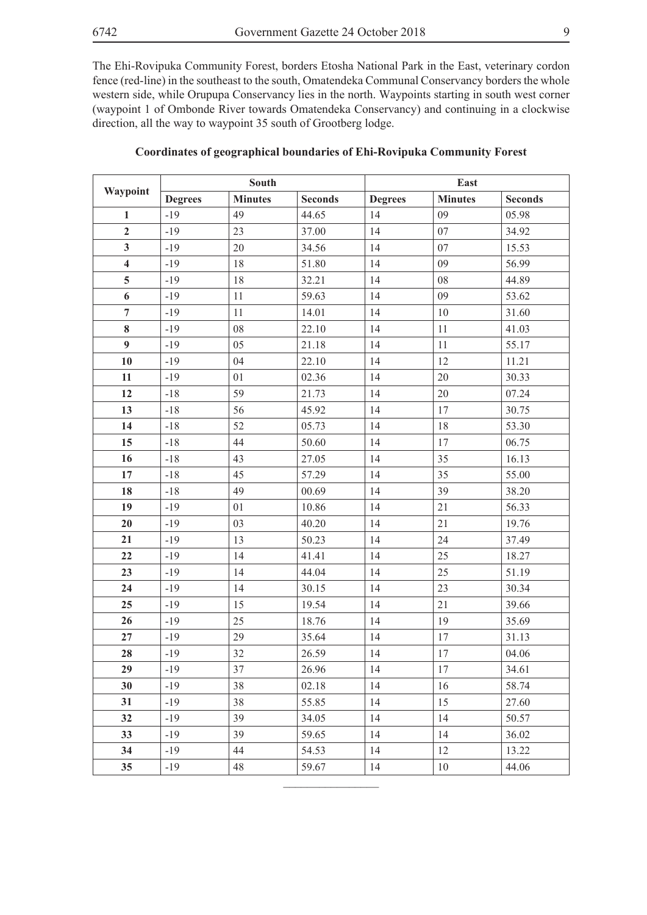The Ehi-Rovipuka Community Forest, borders Etosha National Park in the East, veterinary cordon fence (red-line) in the southeast to the south, Omatendeka Communal Conservancy borders the whole western side, while Orupupa Conservancy lies in the north. Waypoints starting in south west corner (waypoint 1 of Ombonde River towards Omatendeka Conservancy) and continuing in a clockwise direction, all the way to waypoint 35 south of Grootberg lodge.

**Coordinates of geographical boundaries of Ehi-Rovipuka Community Forest**

| Waypoint | South | | | East | | |
|---|---|---|---|---|---|---|
| | Degrees | Minutes | Seconds | Degrees | Minutes | Seconds |
| 1 | -19 | 49 | 44.65 | 14 | 09 | 05.98 |
| 2 | -19 | 23 | 37.00 | 14 | 07 | 34.92 |
| 3 | -19 | 20 | 34.56 | 14 | 07 | 15.53 |
| 4 | -19 | 18 | 51.80 | 14 | 09 | 56.99 |
| 5 | -19 | 18 | 32.21 | 14 | 08 | 44.89 |
| 6 | -19 | 11 | 59.63 | 14 | 09 | 53.62 |
| 7 | -19 | 11 | 14.01 | 14 | 10 | 31.60 |
| 8 | -19 | 08 | 22.10 | 14 | 11 | 41.03 |
| 9 | -19 | 05 | 21.18 | 14 | 11 | 55.17 |
| 10 | -19 | 04 | 22.10 | 14 | 12 | 11.21 |
| 11 | -19 | 01 | 02.36 | 14 | 20 | 30.33 |
| 12 | -18 | 59 | 21.73 | 14 | 20 | 07.24 |
| 13 | -18 | 56 | 45.92 | 14 | 17 | 30.75 |
| 14 | -18 | 52 | 05.73 | 14 | 18 | 53.30 |
| 15 | -18 | 44 | 50.60 | 14 | 17 | 06.75 |
| 16 | -18 | 43 | 27.05 | 14 | 35 | 16.13 |
| 17 | -18 | 45 | 57.29 | 14 | 35 | 55.00 |
| 18 | -18 | 49 | 00.69 | 14 | 39 | 38.20 |
| 19 | -19 | 01 | 10.86 | 14 | 21 | 56.33 |
| 20 | -19 | 03 | 40.20 | 14 | 21 | 19.76 |
| 21 | -19 | 13 | 50.23 | 14 | 24 | 37.49 |
| 22 | -19 | 14 | 41.41 | 14 | 25 | 18.27 |
| 23 | -19 | 14 | 44.04 | 14 | 25 | 51.19 |
| 24 | -19 | 14 | 30.15 | 14 | 23 | 30.34 |
| 25 | -19 | 15 | 19.54 | 14 | 21 | 39.66 |
| 26 | -19 | 25 | 18.76 | 14 | 19 | 35.69 |
| 27 | -19 | 29 | 35.64 | 14 | 17 | 31.13 |
| 28 | -19 | 32 | 26.59 | 14 | 17 | 04.06 |
| 29 | -19 | 37 | 26.96 | 14 | 17 | 34.61 |
| 30 | -19 | 38 | 02.18 | 14 | 16 | 58.74 |
| 31 | -19 | 38 | 55.85 | 14 | 15 | 27.60 |
| 32 | -19 | 39 | 34.05 | 14 | 14 | 50.57 |
| 33 | -19 | 39 | 59.65 | 14 | 14 | 36.02 |
| 34 | -19 | 44 | 54.53 | 14 | 12 | 13.22 |
| 35 | -19 | 48 | 59.67 | 14 | 10 | 44.06 |

________________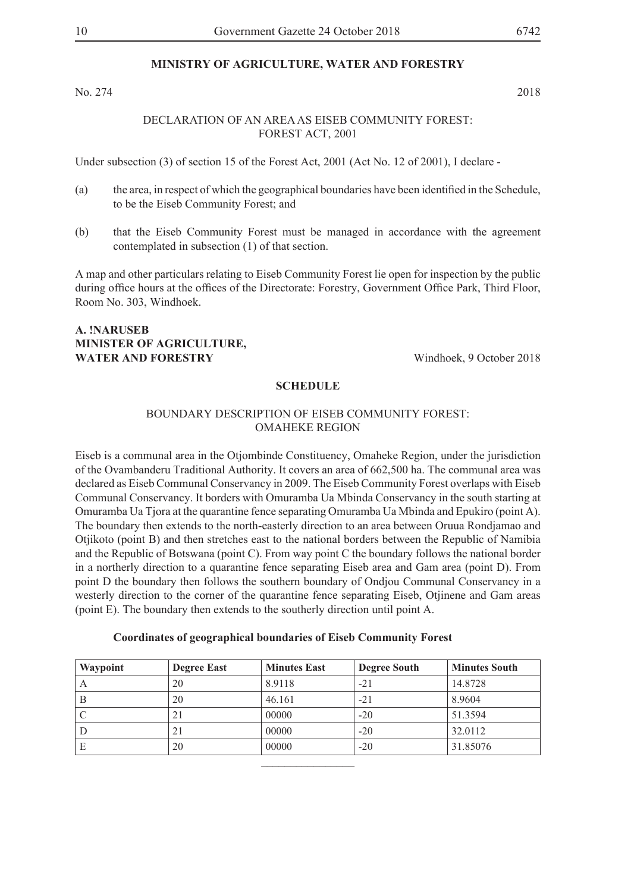## MINISTRY OF AGRICULTURE, WATER AND FORESTRY

No. 274 2018

DECLARATION OF AN AREA AS EISEB COMMUNITY FOREST: FOREST ACT, 2001

Under subsection (3) of section 15 of the Forest Act, 2001 (Act No. 12 of 2001), I declare -

(a) the area, in respect of which the geographical boundaries have been identified in the Schedule, to be the Eiseb Community Forest; and

(b) that the Eiseb Community Forest must be managed in accordance with the agreement contemplated in subsection (1) of that section.

A map and other particulars relating to Eiseb Community Forest lie open for inspection by the public during office hours at the offices of the Directorate: Forestry, Government Office Park, Third Floor, Room No. 303, Windhoek.

**A. !NARUSEB**
**MINISTER OF AGRICULTURE,**
**WATER AND FORESTRY** Windhoek, 9 October 2018

### SCHEDULE

BOUNDARY DESCRIPTION OF EISEB COMMUNITY FOREST: OMAHEKE REGION

Eiseb is a communal area in the Otjombinde Constituency, Omaheke Region, under the jurisdiction of the Ovambanderu Traditional Authority. It covers an area of 662,500 ha. The communal area was declared as Eiseb Communal Conservancy in 2009. The Eiseb Community Forest overlaps with Eiseb Communal Conservancy. It borders with Omuramba Ua Mbinda Conservancy in the south starting at Omuramba Ua Tjora at the quarantine fence separating Omuramba Ua Mbinda and Epukiro (point A). The boundary then extends to the north-easterly direction to an area between Oruua Rondjamao and Otjikoto (point B) and then stretches east to the national borders between the Republic of Namibia and the Republic of Botswana (point C). From way point C the boundary follows the national border in a northerly direction to a quarantine fence separating Eiseb area and Gam area (point D). From point D the boundary then follows the southern boundary of Ondjou Communal Conservancy in a westerly direction to the corner of the quarantine fence separating Eiseb, Otjinene and Gam areas (point E). The boundary then extends to the southerly direction until point A.

**Coordinates of geographical boundaries of Eiseb Community Forest**

| Waypoint | Degree East | Minutes East | Degree South | Minutes South |
|---|---|---|---|---|
| A | 20 | 8.9118 | -21 | 14.8728 |
| B | 20 | 46.161 | -21 | 8.9604 |
| C | 21 | 00000 | -20 | 51.3594 |
| D | 21 | 00000 | -20 | 32.0112 |
| E | 20 | 00000 | -20 | 31.85076 |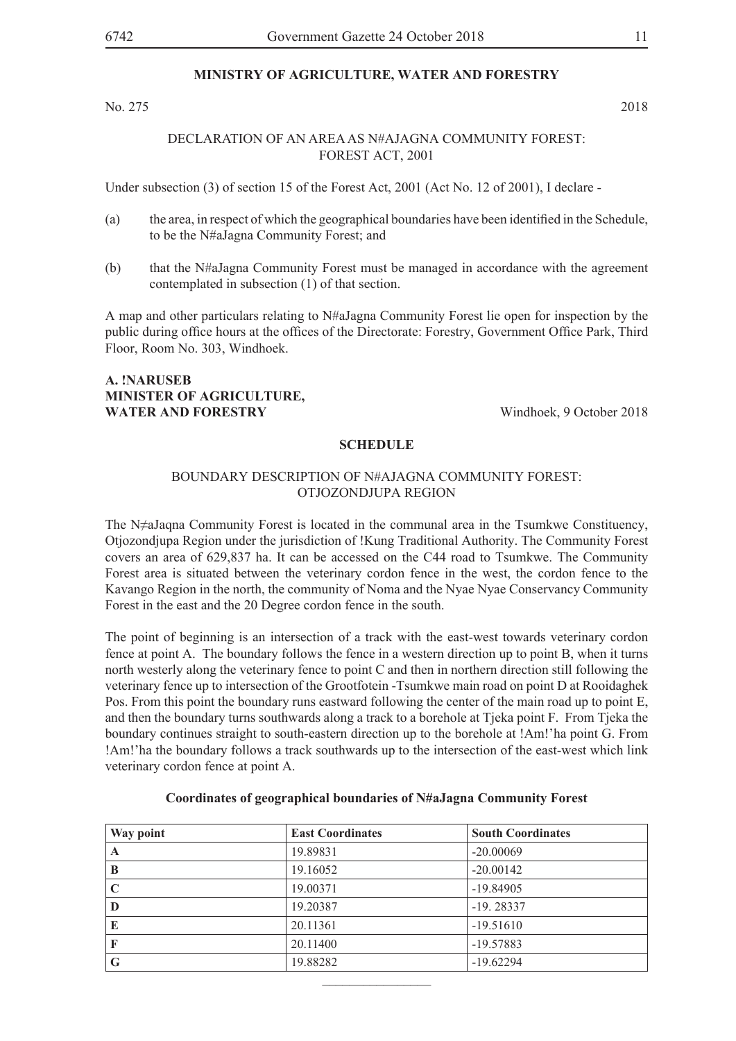## MINISTRY OF AGRICULTURE, WATER AND FORESTRY

No. 275 2018

DECLARATION OF AN AREA AS N#AJAGNA COMMUNITY FOREST: FOREST ACT, 2001

Under subsection (3) of section 15 of the Forest Act, 2001 (Act No. 12 of 2001), I declare -

(a) the area, in respect of which the geographical boundaries have been identified in the Schedule, to be the N#aJagna Community Forest; and

(b) that the N#aJagna Community Forest must be managed in accordance with the agreement contemplated in subsection (1) of that section.

A map and other particulars relating to N#aJagna Community Forest lie open for inspection by the public during office hours at the offices of the Directorate: Forestry, Government Office Park, Third Floor, Room No. 303, Windhoek.

**A. !NARUSEB**
**MINISTER OF AGRICULTURE,**
**WATER AND FORESTRY** Windhoek, 9 October 2018

### SCHEDULE

BOUNDARY DESCRIPTION OF N#AJAGNA COMMUNITY FOREST: OTJOZONDJUPA REGION

The N≠aJaqna Community Forest is located in the communal area in the Tsumkwe Constituency, Otjozondjupa Region under the jurisdiction of !Kung Traditional Authority. The Community Forest covers an area of 629,837 ha. It can be accessed on the C44 road to Tsumkwe. The Community Forest area is situated between the veterinary cordon fence in the west, the cordon fence to the Kavango Region in the north, the community of Noma and the Nyae Nyae Conservancy Community Forest in the east and the 20 Degree cordon fence in the south.

The point of beginning is an intersection of a track with the east-west towards veterinary cordon fence at point A. The boundary follows the fence in a western direction up to point B, when it turns north westerly along the veterinary fence to point C and then in northern direction still following the veterinary fence up to intersection of the Grootfotein -Tsumkwe main road on point D at Rooidaghek Pos. From this point the boundary runs eastward following the center of the main road up to point E, and then the boundary turns southwards along a track to a borehole at Tjeka point F. From Tjeka the boundary continues straight to south-eastern direction up to the borehole at !Am!'ha point G. From !Am!'ha the boundary follows a track southwards up to the intersection of the east-west which link veterinary cordon fence at point A.

**Coordinates of geographical boundaries of N#aJagna Community Forest**

| Way point | East Coordinates | South Coordinates |
|---|---|---|
| **A** | 19.89831 | -20.00069 |
| **B** | 19.16052 | -20.00142 |
| **C** | 19.00371 | -19.84905 |
| **D** | 19.20387 | -19. 28337 |
| **E** | 20.11361 | -19.51610 |
| **F** | 20.11400 | -19.57883 |
| **G** | 19.88282 | -19.62294 |

________________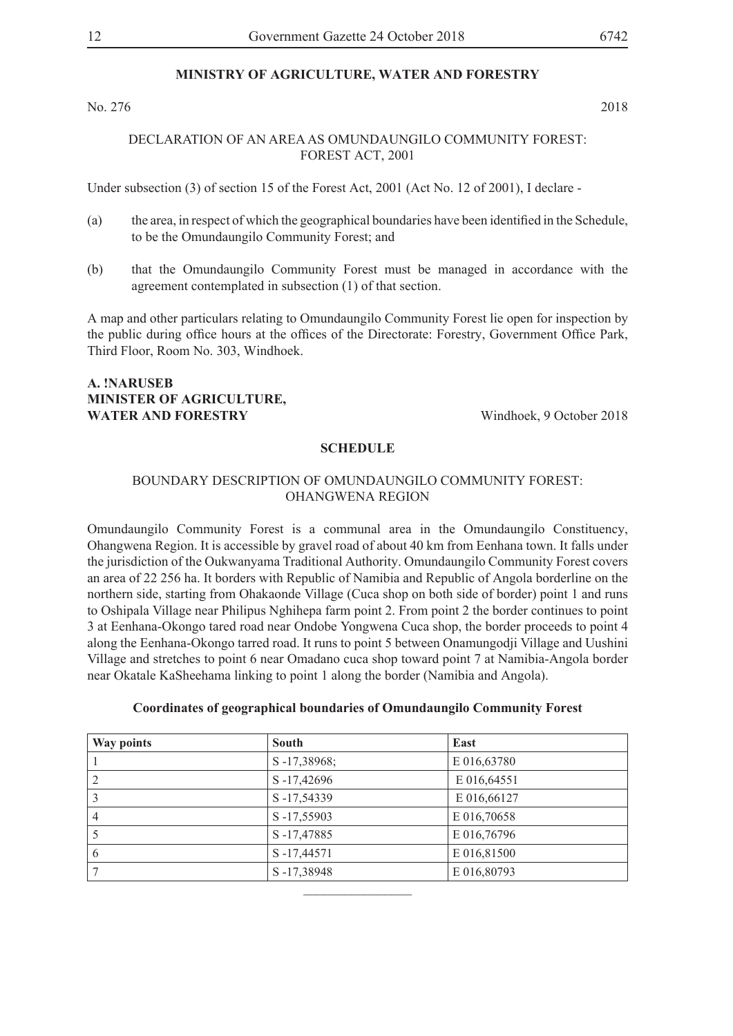## MINISTRY OF AGRICULTURE, WATER AND FORESTRY

No. 276 2018

DECLARATION OF AN AREA AS OMUNDAUNGILO COMMUNITY FOREST: FOREST ACT, 2001

Under subsection (3) of section 15 of the Forest Act, 2001 (Act No. 12 of 2001), I declare -

(a) the area, in respect of which the geographical boundaries have been identified in the Schedule, to be the Omundaungilo Community Forest; and

(b) that the Omundaungilo Community Forest must be managed in accordance with the agreement contemplated in subsection (1) of that section.

A map and other particulars relating to Omundaungilo Community Forest lie open for inspection by the public during office hours at the offices of the Directorate: Forestry, Government Office Park, Third Floor, Room No. 303, Windhoek.

**A. !NARUSEB**
**MINISTER OF AGRICULTURE,**
**WATER AND FORESTRY** Windhoek, 9 October 2018

**SCHEDULE**

BOUNDARY DESCRIPTION OF OMUNDAUNGILO COMMUNITY FOREST: OHANGWENA REGION

Omundaungilo Community Forest is a communal area in the Omundaungilo Constituency, Ohangwena Region. It is accessible by gravel road of about 40 km from Eenhana town. It falls under the jurisdiction of the Oukwanyama Traditional Authority. Omundaungilo Community Forest covers an area of 22 256 ha. It borders with Republic of Namibia and Republic of Angola borderline on the northern side, starting from Ohakaonde Village (Cuca shop on both side of border) point 1 and runs to Oshipala Village near Philipus Nghihepa farm point 2. From point 2 the border continues to point 3 at Eenhana-Okongo tared road near Ondobe Yongwena Cuca shop, the border proceeds to point 4 along the Eenhana-Okongo tarred road. It runs to point 5 between Onamungodji Village and Uushini Village and stretches to point 6 near Omadano cuca shop toward point 7 at Namibia-Angola border near Okatale KaSheehama linking to point 1 along the border (Namibia and Angola).

**Coordinates of geographical boundaries of Omundaungilo Community Forest**

| Way points | South | East |
|---|---|---|
| 1 | S -17,38968; | E 016,63780 |
| 2 | S -17,42696 | E 016,64551 |
| 3 | S -17,54339 | E 016,66127 |
| 4 | S -17,55903 | E 016,70658 |
| 5 | S -17,47885 | E 016,76796 |
| 6 | S -17,44571 | E 016,81500 |
| 7 | S -17,38948 | E 016,80793 |